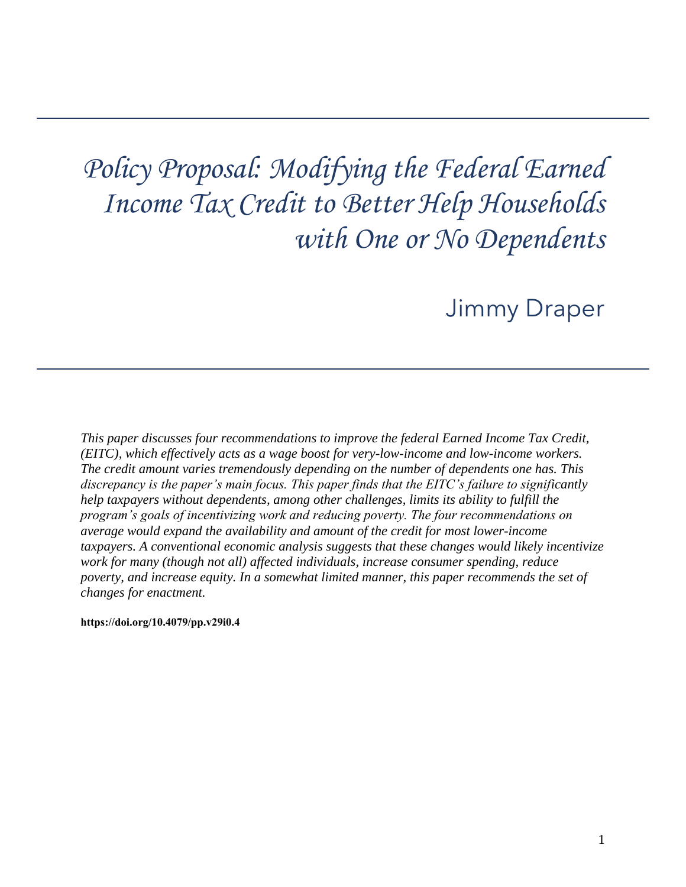# *Policy Proposal: Modifying the Federal Earned Income Tax Credit to Better Help Households with One or No Dependents*

## Jimmy Draper

*This paper discusses four recommendations to improve the federal Earned Income Tax Credit, (EITC), which effectively acts as a wage boost for very-low-income and low-income workers. The credit amount varies tremendously depending on the number of dependents one has. This discrepancy is the paper's main focus. This paper finds that the EITC's failure to significantly help taxpayers without dependents, among other challenges, limits its ability to fulfill the program's goals of incentivizing work and reducing poverty. The four recommendations on average would expand the availability and amount of the credit for most lower-income taxpayers. A conventional economic analysis suggests that these changes would likely incentivize work for many (though not all) affected individuals, increase consumer spending, reduce poverty, and increase equity. In a somewhat limited manner, this paper recommends the set of changes for enactment.*

**https://doi.org/10.4079/pp.v29i0.4**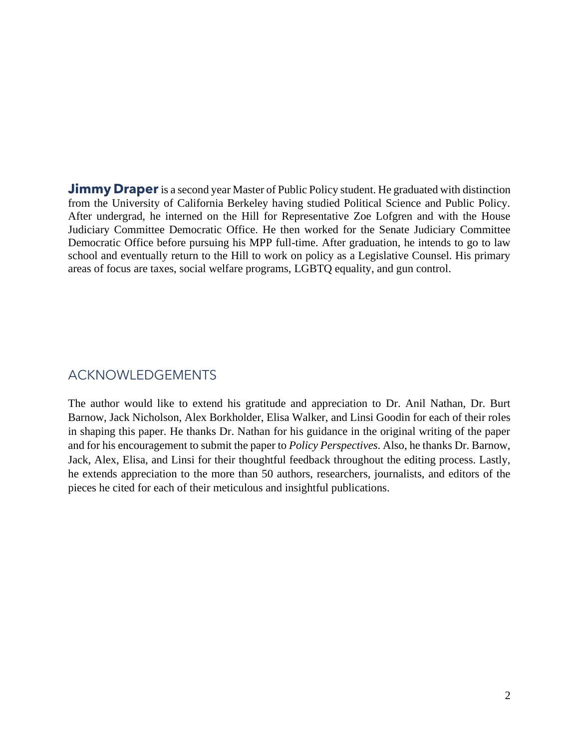**Jimmy Draper** is a second year Master of Public Policy student. He graduated with distinction from the University of California Berkeley having studied Political Science and Public Policy. After undergrad, he interned on the Hill for Representative Zoe Lofgren and with the House Judiciary Committee Democratic Office. He then worked for the Senate Judiciary Committee Democratic Office before pursuing his MPP full-time. After graduation, he intends to go to law school and eventually return to the Hill to work on policy as a Legislative Counsel. His primary areas of focus are taxes, social welfare programs, LGBTQ equality, and gun control.

## ACKNOWLEDGEMENTS

The author would like to extend his gratitude and appreciation to Dr. Anil Nathan, Dr. Burt Barnow, Jack Nicholson, Alex Borkholder, Elisa Walker, and Linsi Goodin for each of their roles in shaping this paper. He thanks Dr. Nathan for his guidance in the original writing of the paper and for his encouragement to submit the paper to *Policy Perspectives*. Also, he thanks Dr. Barnow, Jack, Alex, Elisa, and Linsi for their thoughtful feedback throughout the editing process. Lastly, he extends appreciation to the more than 50 authors, researchers, journalists, and editors of the pieces he cited for each of their meticulous and insightful publications.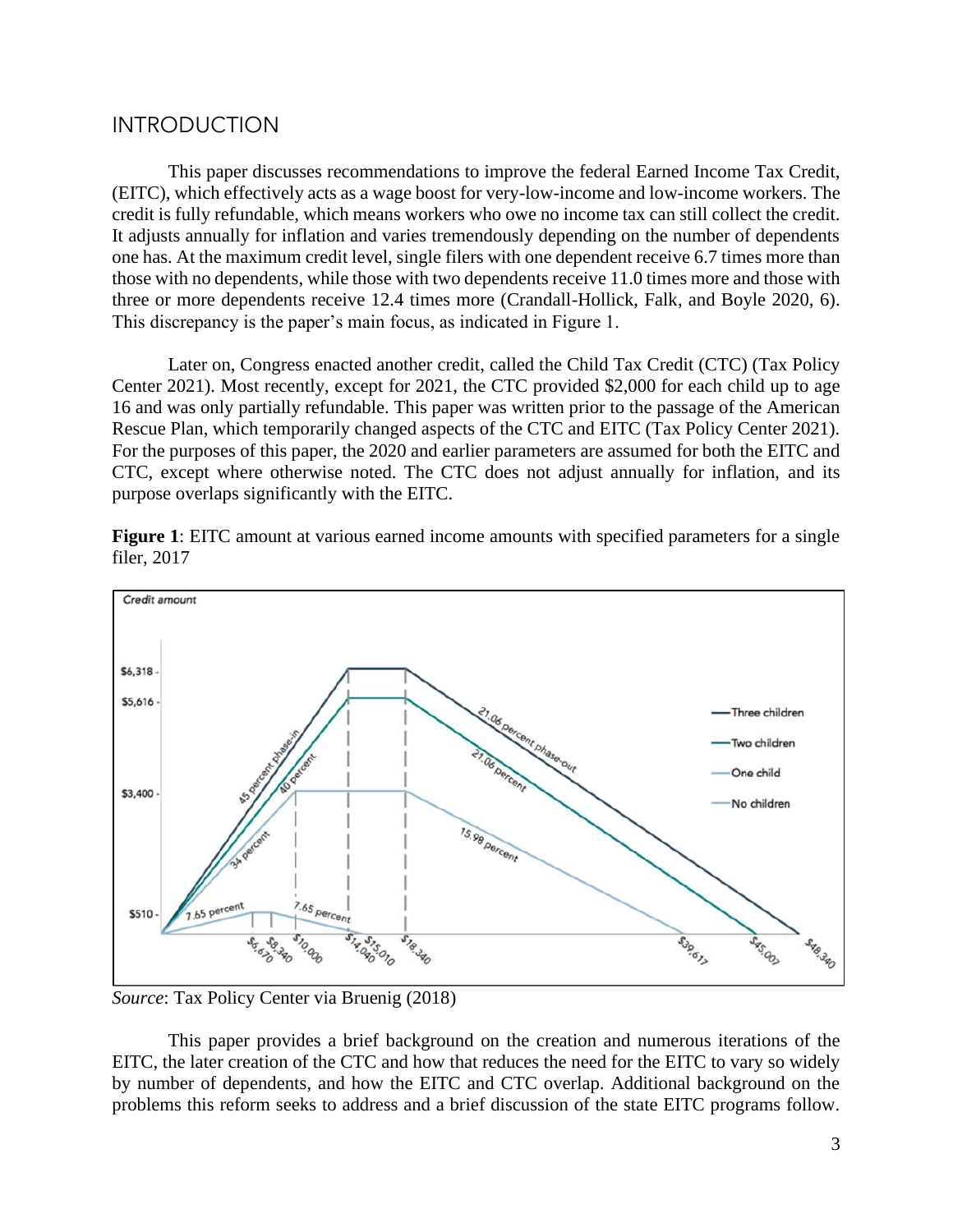## INTRODUCTION

This paper discusses recommendations to improve the federal Earned Income Tax Credit, (EITC), which effectively acts as a wage boost for very-low-income and low-income workers. The credit is fully refundable, which means workers who owe no income tax can still collect the credit. It adjusts annually for inflation and varies tremendously depending on the number of dependents one has. At the maximum credit level, single filers with one dependent receive 6.7 times more than those with no dependents, while those with two dependents receive 11.0 times more and those with three or more dependents receive 12.4 times more (Crandall-Hollick, Falk, and Boyle 2020, 6). This discrepancy is the paper's main focus, as indicated in Figure 1.

Later on, Congress enacted another credit, called the Child Tax Credit (CTC) (Tax Policy Center 2021). Most recently, except for 2021, the CTC provided $2,000 for each child up to age 16 and was only partially refundable. This paper was written prior to the passage of the American Rescue Plan, which temporarily changed aspects of the CTC and EITC (Tax Policy Center 2021). For the purposes of this paper, the 2020 and earlier parameters are assumed for both the EITC and CTC, except where otherwise noted. The CTC does not adjust annually for inflation, and its purpose overlaps significantly with the EITC.

**Figure 1**: EITC amount at various earned income amounts with specified parameters for a single filer, 2017

*Source*: Tax Policy Center via Bruenig (2018)

This paper provides a brief background on the creation and numerous iterations of the EITC, the later creation of the CTC and how that reduces the need for the EITC to vary so widely by number of dependents, and how the EITC and CTC overlap. Additional background on the problems this reform seeks to address and a brief discussion of the state EITC programs follow.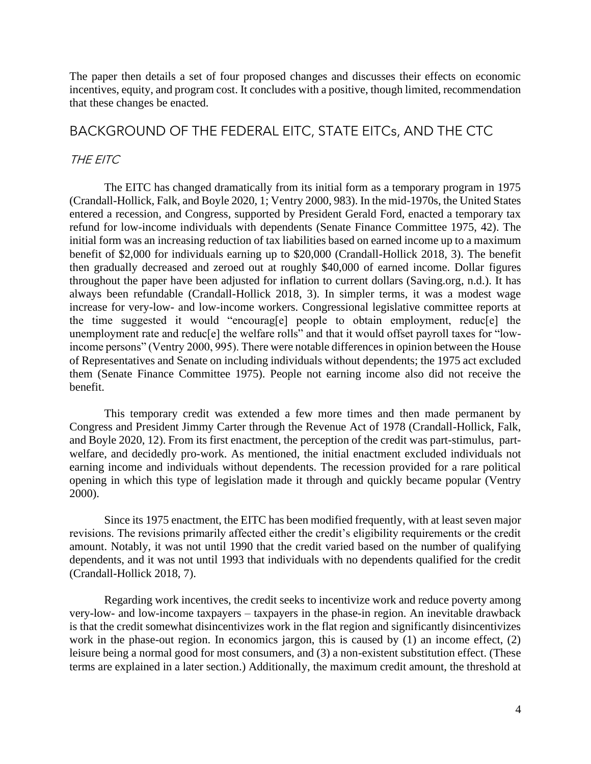The paper then details a set of four proposed changes and discusses their effects on economic incentives, equity, and program cost. It concludes with a positive, though limited, recommendation that these changes be enacted.

## BACKGROUND OF THE FEDERAL EITC, STATE EITCs, AND THE CTC

### *THE EITC*

The EITC has changed dramatically from its initial form as a temporary program in 1975 (Crandall-Hollick, Falk, and Boyle 2020, 1; Ventry 2000, 983). In the mid-1970s, the United States entered a recession, and Congress, supported by President Gerald Ford, enacted a temporary tax refund for low-income individuals with dependents (Senate Finance Committee 1975, 42). The initial form was an increasing reduction of tax liabilities based on earned income up to a maximum benefit of $2,000 for individuals earning up to $20,000 (Crandall-Hollick 2018, 3). The benefit then gradually decreased and zeroed out at roughly $40,000 of earned income. Dollar figures throughout the paper have been adjusted for inflation to current dollars (Saving.org, n.d.). It has always been refundable (Crandall-Hollick 2018, 3). In simpler terms, it was a modest wage increase for very-low- and low-income workers. Congressional legislative committee reports at the time suggested it would "encourag[e] people to obtain employment, reduc[e] the unemployment rate and reduc[e] the welfare rolls" and that it would offset payroll taxes for "low-income persons" (Ventry 2000, 995). There were notable differences in opinion between the House of Representatives and Senate on including individuals without dependents; the 1975 act excluded them (Senate Finance Committee 1975). People not earning income also did not receive the benefit.

This temporary credit was extended a few more times and then made permanent by Congress and President Jimmy Carter through the Revenue Act of 1978 (Crandall-Hollick, Falk, and Boyle 2020, 12). From its first enactment, the perception of the credit was part-stimulus, part-welfare, and decidedly pro-work. As mentioned, the initial enactment excluded individuals not earning income and individuals without dependents. The recession provided for a rare political opening in which this type of legislation made it through and quickly became popular (Ventry 2000).

Since its 1975 enactment, the EITC has been modified frequently, with at least seven major revisions. The revisions primarily affected either the credit's eligibility requirements or the credit amount. Notably, it was not until 1990 that the credit varied based on the number of qualifying dependents, and it was not until 1993 that individuals with no dependents qualified for the credit (Crandall-Hollick 2018, 7).

Regarding work incentives, the credit seeks to incentivize work and reduce poverty among very-low- and low-income taxpayers – taxpayers in the phase-in region. An inevitable drawback is that the credit somewhat disincentivizes work in the flat region and significantly disincentivizes work in the phase-out region. In economics jargon, this is caused by (1) an income effect, (2) leisure being a normal good for most consumers, and (3) a non-existent substitution effect. (These terms are explained in a later section.) Additionally, the maximum credit amount, the threshold at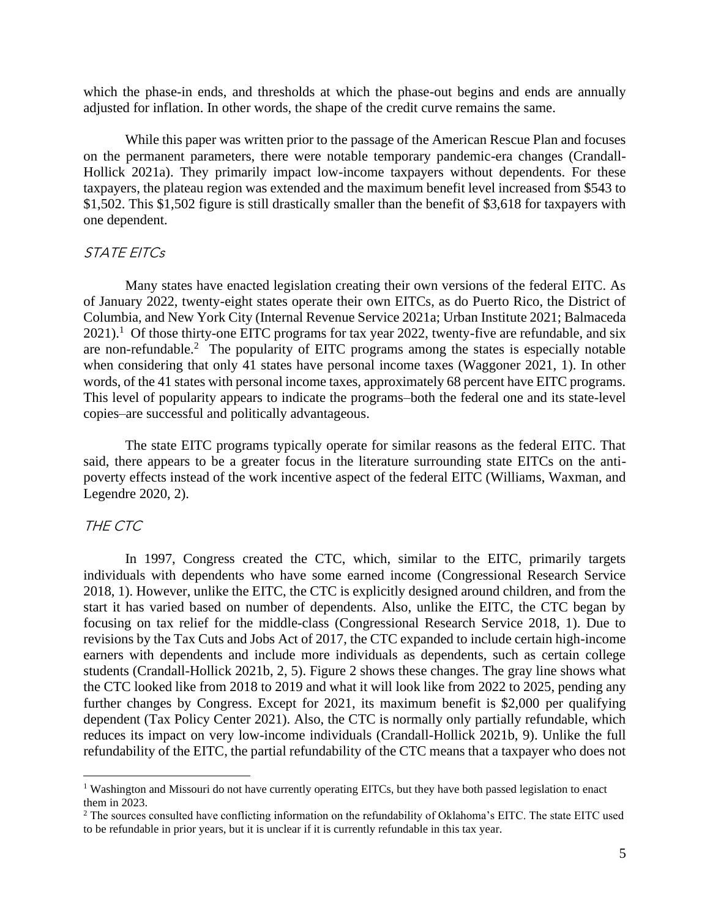which the phase-in ends, and thresholds at which the phase-out begins and ends are annually adjusted for inflation. In other words, the shape of the credit curve remains the same.

While this paper was written prior to the passage of the American Rescue Plan and focuses on the permanent parameters, there were notable temporary pandemic-era changes (Crandall-Hollick 2021a). They primarily impact low-income taxpayers without dependents. For these taxpayers, the plateau region was extended and the maximum benefit level increased from $543 to $1,502. This $1,502 figure is still drastically smaller than the benefit of $3,618 for taxpayers with one dependent.

### *STATE EITCs*

Many states have enacted legislation creating their own versions of the federal EITC. As of January 2022, twenty-eight states operate their own EITCs, as do Puerto Rico, the District of Columbia, and New York City (Internal Revenue Service 2021a; Urban Institute 2021; Balmaceda 2021).[1] Of those thirty-one EITC programs for tax year 2022, twenty-five are refundable, and six are non-refundable.[2] The popularity of EITC programs among the states is especially notable when considering that only 41 states have personal income taxes (Waggoner 2021, 1). In other words, of the 41 states with personal income taxes, approximately 68 percent have EITC programs. This level of popularity appears to indicate the programs–both the federal one and its state-level copies–are successful and politically advantageous.

The state EITC programs typically operate for similar reasons as the federal EITC. That said, there appears to be a greater focus in the literature surrounding state EITCs on the anti-poverty effects instead of the work incentive aspect of the federal EITC (Williams, Waxman, and Legendre 2020, 2).

### *THE CTC*

In 1997, Congress created the CTC, which, similar to the EITC, primarily targets individuals with dependents who have some earned income (Congressional Research Service 2018, 1). However, unlike the EITC, the CTC is explicitly designed around children, and from the start it has varied based on number of dependents. Also, unlike the EITC, the CTC began by focusing on tax relief for the middle-class (Congressional Research Service 2018, 1). Due to revisions by the Tax Cuts and Jobs Act of 2017, the CTC expanded to include certain high-income earners with dependents and include more individuals as dependents, such as certain college students (Crandall-Hollick 2021b, 2, 5). Figure 2 shows these changes. The gray line shows what the CTC looked like from 2018 to 2019 and what it will look like from 2022 to 2025, pending any further changes by Congress. Except for 2021, its maximum benefit is $2,000 per qualifying dependent (Tax Policy Center 2021). Also, the CTC is normally only partially refundable, which reduces its impact on very low-income individuals (Crandall-Hollick 2021b, 9). Unlike the full refundability of the EITC, the partial refundability of the CTC means that a taxpayer who does not

---

[1] Washington and Missouri do not have currently operating EITCs, but they have both passed legislation to enact them in 2023.

[2] The sources consulted have conflicting information on the refundability of Oklahoma's EITC. The state EITC used to be refundable in prior years, but it is unclear if it is currently refundable in this tax year.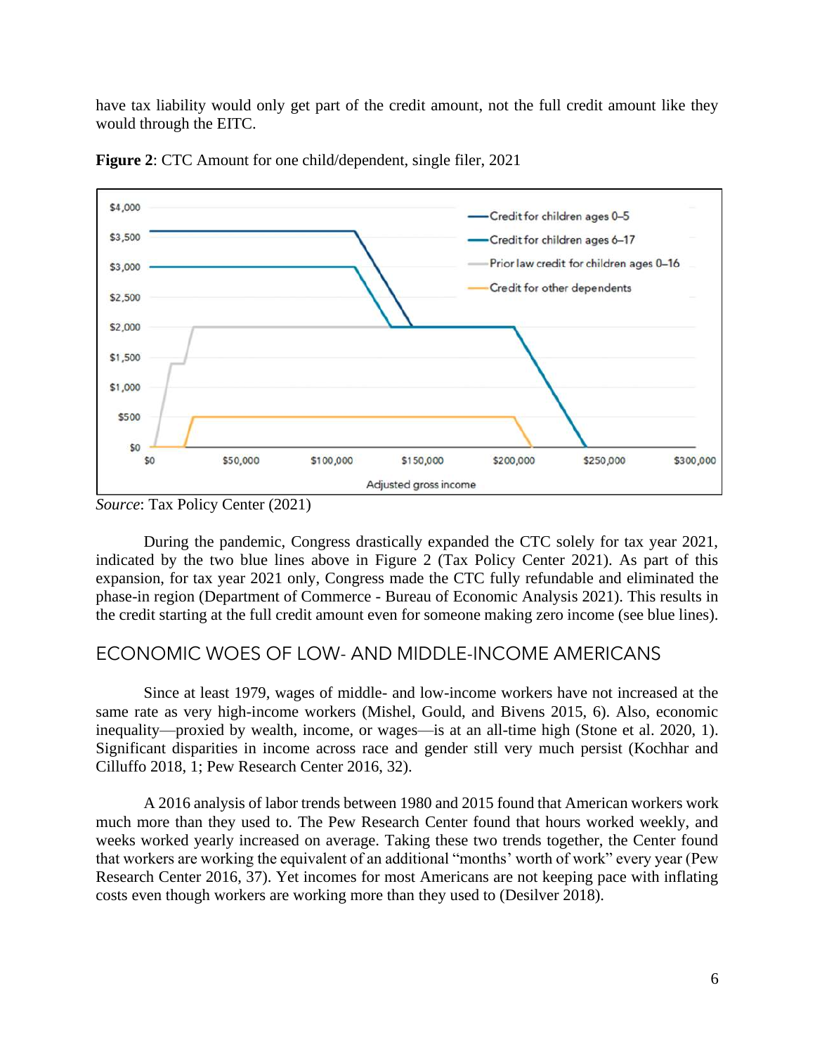have tax liability would only get part of the credit amount, not the full credit amount like they would through the EITC.

**Figure 2**: CTC Amount for one child/dependent, single filer, 2021

*Source*: Tax Policy Center (2021)

During the pandemic, Congress drastically expanded the CTC solely for tax year 2021, indicated by the two blue lines above in Figure 2 (Tax Policy Center 2021). As part of this expansion, for tax year 2021 only, Congress made the CTC fully refundable and eliminated the phase-in region (Department of Commerce - Bureau of Economic Analysis 2021). This results in the credit starting at the full credit amount even for someone making zero income (see blue lines).

## ECONOMIC WOES OF LOW- AND MIDDLE-INCOME AMERICANS

Since at least 1979, wages of middle- and low-income workers have not increased at the same rate as very high-income workers (Mishel, Gould, and Bivens 2015, 6). Also, economic inequality—proxied by wealth, income, or wages—is at an all-time high (Stone et al. 2020, 1). Significant disparities in income across race and gender still very much persist (Kochhar and Cilluffo 2018, 1; Pew Research Center 2016, 32).

A 2016 analysis of labor trends between 1980 and 2015 found that American workers work much more than they used to. The Pew Research Center found that hours worked weekly, and weeks worked yearly increased on average. Taking these two trends together, the Center found that workers are working the equivalent of an additional "months' worth of work" every year (Pew Research Center 2016, 37). Yet incomes for most Americans are not keeping pace with inflating costs even though workers are working more than they used to (Desilver 2018).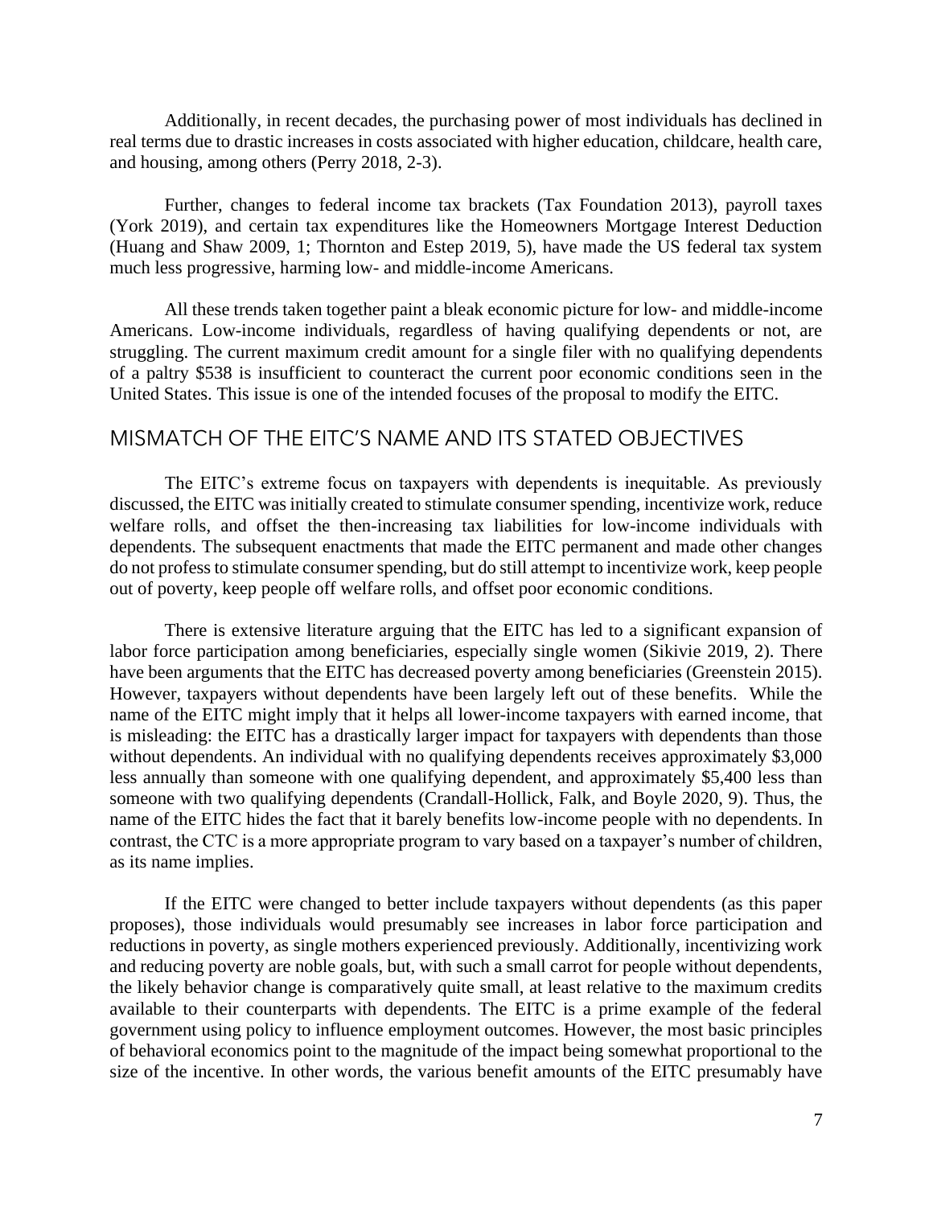Additionally, in recent decades, the purchasing power of most individuals has declined in real terms due to drastic increases in costs associated with higher education, childcare, health care, and housing, among others (Perry 2018, 2-3).

Further, changes to federal income tax brackets (Tax Foundation 2013), payroll taxes (York 2019), and certain tax expenditures like the Homeowners Mortgage Interest Deduction (Huang and Shaw 2009, 1; Thornton and Estep 2019, 5), have made the US federal tax system much less progressive, harming low- and middle-income Americans.

All these trends taken together paint a bleak economic picture for low- and middle-income Americans. Low-income individuals, regardless of having qualifying dependents or not, are struggling. The current maximum credit amount for a single filer with no qualifying dependents of a paltry $538 is insufficient to counteract the current poor economic conditions seen in the United States. This issue is one of the intended focuses of the proposal to modify the EITC.

## MISMATCH OF THE EITC'S NAME AND ITS STATED OBJECTIVES

The EITC's extreme focus on taxpayers with dependents is inequitable. As previously discussed, the EITC was initially created to stimulate consumer spending, incentivize work, reduce welfare rolls, and offset the then-increasing tax liabilities for low-income individuals with dependents. The subsequent enactments that made the EITC permanent and made other changes do not profess to stimulate consumer spending, but do still attempt to incentivize work, keep people out of poverty, keep people off welfare rolls, and offset poor economic conditions.

There is extensive literature arguing that the EITC has led to a significant expansion of labor force participation among beneficiaries, especially single women (Sikivie 2019, 2). There have been arguments that the EITC has decreased poverty among beneficiaries (Greenstein 2015). However, taxpayers without dependents have been largely left out of these benefits. While the name of the EITC might imply that it helps all lower-income taxpayers with earned income, that is misleading: the EITC has a drastically larger impact for taxpayers with dependents than those without dependents. An individual with no qualifying dependents receives approximately $3,000 less annually than someone with one qualifying dependent, and approximately $5,400 less than someone with two qualifying dependents (Crandall-Hollick, Falk, and Boyle 2020, 9). Thus, the name of the EITC hides the fact that it barely benefits low-income people with no dependents. In contrast, the CTC is a more appropriate program to vary based on a taxpayer's number of children, as its name implies.

If the EITC were changed to better include taxpayers without dependents (as this paper proposes), those individuals would presumably see increases in labor force participation and reductions in poverty, as single mothers experienced previously. Additionally, incentivizing work and reducing poverty are noble goals, but, with such a small carrot for people without dependents, the likely behavior change is comparatively quite small, at least relative to the maximum credits available to their counterparts with dependents. The EITC is a prime example of the federal government using policy to influence employment outcomes. However, the most basic principles of behavioral economics point to the magnitude of the impact being somewhat proportional to the size of the incentive. In other words, the various benefit amounts of the EITC presumably have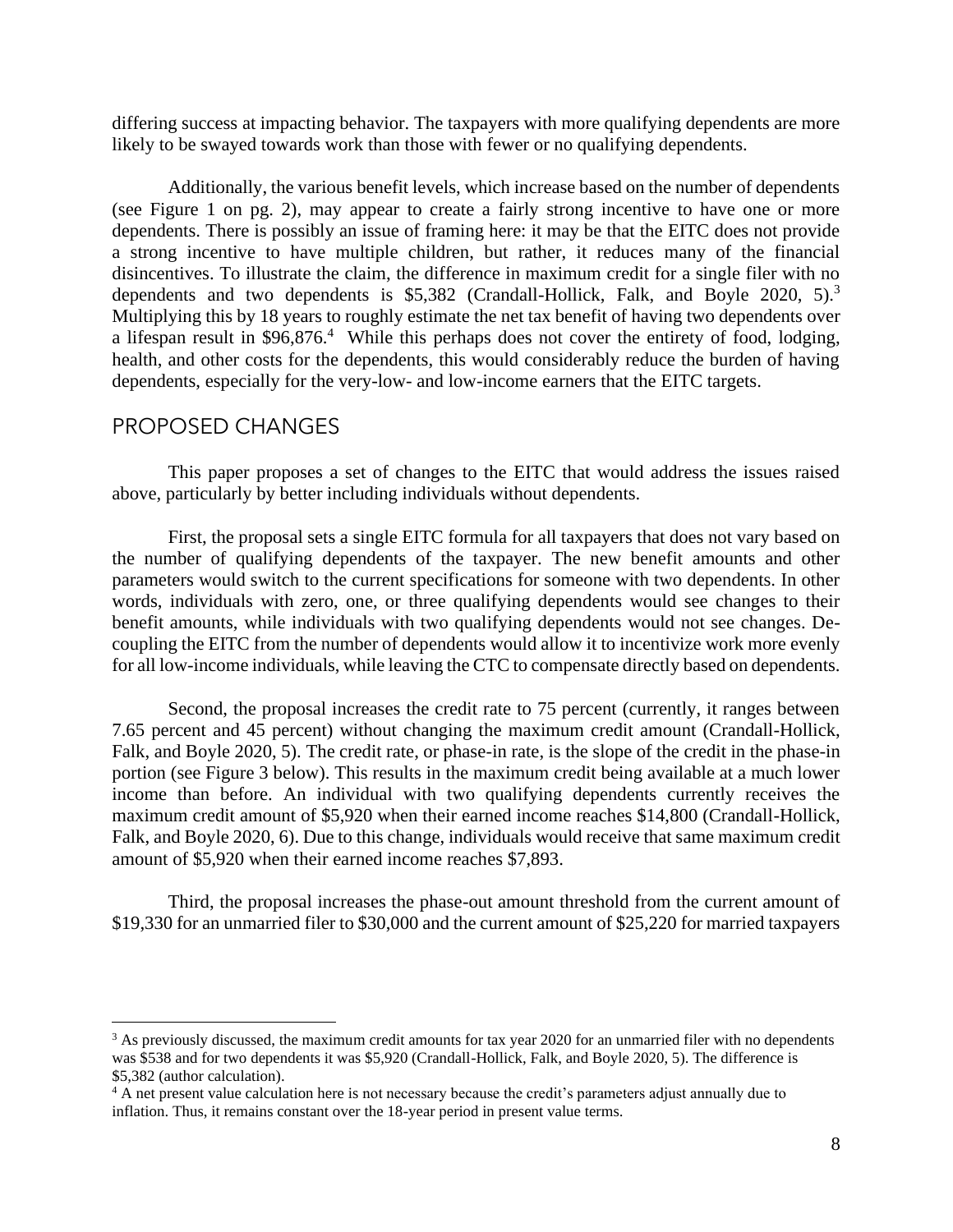differing success at impacting behavior. The taxpayers with more qualifying dependents are more likely to be swayed towards work than those with fewer or no qualifying dependents.

Additionally, the various benefit levels, which increase based on the number of dependents (see Figure 1 on pg. 2), may appear to create a fairly strong incentive to have one or more dependents. There is possibly an issue of framing here: it may be that the EITC does not provide a strong incentive to have multiple children, but rather, it reduces many of the financial disincentives. To illustrate the claim, the difference in maximum credit for a single filer with no dependents and two dependents is $5,382 (Crandall-Hollick, Falk, and Boyle 2020, 5).[3] Multiplying this by 18 years to roughly estimate the net tax benefit of having two dependents over a lifespan result in $96,876.[4] While this perhaps does not cover the entirety of food, lodging, health, and other costs for the dependents, this would considerably reduce the burden of having dependents, especially for the very-low- and low-income earners that the EITC targets.

## PROPOSED CHANGES

This paper proposes a set of changes to the EITC that would address the issues raised above, particularly by better including individuals without dependents.

First, the proposal sets a single EITC formula for all taxpayers that does not vary based on the number of qualifying dependents of the taxpayer. The new benefit amounts and other parameters would switch to the current specifications for someone with two dependents. In other words, individuals with zero, one, or three qualifying dependents would see changes to their benefit amounts, while individuals with two qualifying dependents would not see changes. De-coupling the EITC from the number of dependents would allow it to incentivize work more evenly for all low-income individuals, while leaving the CTC to compensate directly based on dependents.

Second, the proposal increases the credit rate to 75 percent (currently, it ranges between 7.65 percent and 45 percent) without changing the maximum credit amount (Crandall-Hollick, Falk, and Boyle 2020, 5). The credit rate, or phase-in rate, is the slope of the credit in the phase-in portion (see Figure 3 below). This results in the maximum credit being available at a much lower income than before. An individual with two qualifying dependents currently receives the maximum credit amount of $5,920 when their earned income reaches $14,800 (Crandall-Hollick, Falk, and Boyle 2020, 6). Due to this change, individuals would receive that same maximum credit amount of $5,920 when their earned income reaches $7,893.

Third, the proposal increases the phase-out amount threshold from the current amount of $19,330 for an unmarried filer to $30,000 and the current amount of $25,220 for married taxpayers

---

[3] As previously discussed, the maximum credit amounts for tax year 2020 for an unmarried filer with no dependents was $538 and for two dependents it was $5,920 (Crandall-Hollick, Falk, and Boyle 2020, 5). The difference is $5,382 (author calculation).

[4] A net present value calculation here is not necessary because the credit's parameters adjust annually due to inflation. Thus, it remains constant over the 18-year period in present value terms.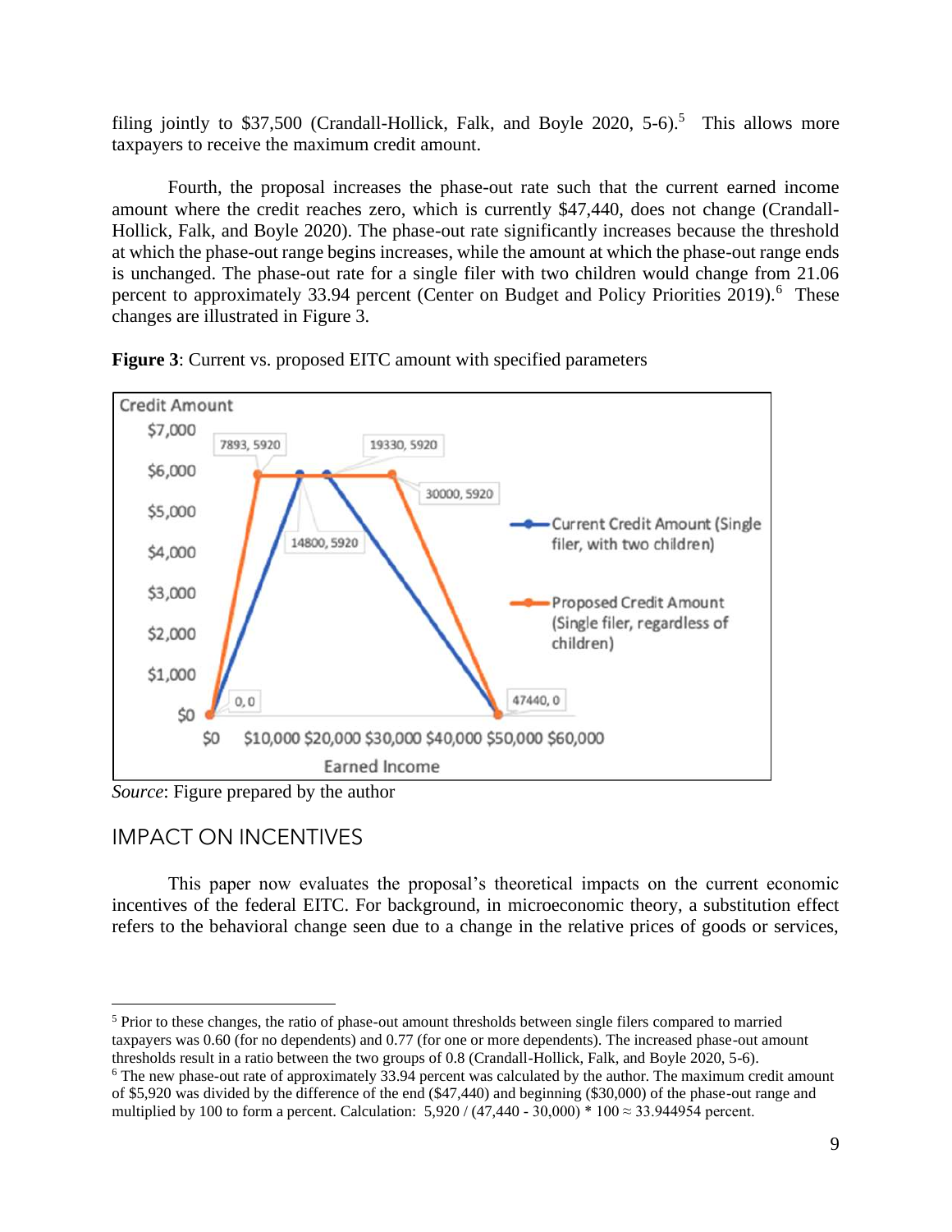filing jointly to $37,500 (Crandall-Hollick, Falk, and Boyle 2020, 5-6).[5] This allows more taxpayers to receive the maximum credit amount.

Fourth, the proposal increases the phase-out rate such that the current earned income amount where the credit reaches zero, which is currently $47,440, does not change (Crandall-Hollick, Falk, and Boyle 2020). The phase-out rate significantly increases because the threshold at which the phase-out range begins increases, while the amount at which the phase-out range ends is unchanged. The phase-out rate for a single filer with two children would change from 21.06 percent to approximately 33.94 percent (Center on Budget and Policy Priorities 2019).[6] These changes are illustrated in Figure 3.

**Figure 3**: Current vs. proposed EITC amount with specified parameters

*Source*: Figure prepared by the author

## IMPACT ON INCENTIVES

This paper now evaluates the proposal's theoretical impacts on the current economic incentives of the federal EITC. For background, in microeconomic theory, a substitution effect refers to the behavioral change seen due to a change in the relative prices of goods or services,

---

[5] Prior to these changes, the ratio of phase-out amount thresholds between single filers compared to married taxpayers was 0.60 (for no dependents) and 0.77 (for one or more dependents). The increased phase-out amount thresholds result in a ratio between the two groups of 0.8 (Crandall-Hollick, Falk, and Boyle 2020, 5-6).

[6] The new phase-out rate of approximately 33.94 percent was calculated by the author. The maximum credit amount of $5,920 was divided by the difference of the end ($47,440) and beginning ($30,000) of the phase-out range and multiplied by 100 to form a percent. Calculation: $5,920 / (47,440 - 30,000) * 100 \approx 33.944954$ percent.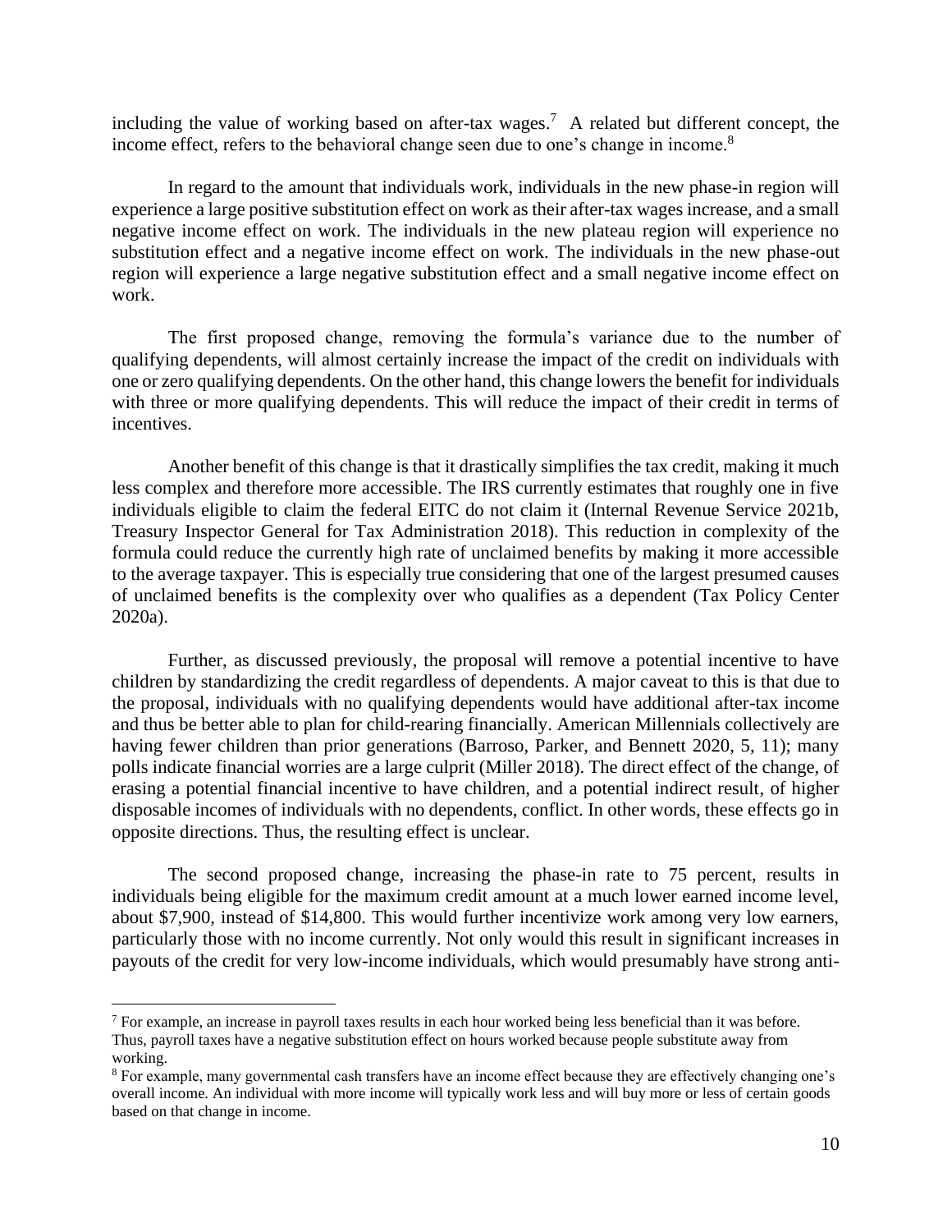including the value of working based on after-tax wages.[7] A related but different concept, the income effect, refers to the behavioral change seen due to one's change in income.[8]

In regard to the amount that individuals work, individuals in the new phase-in region will experience a large positive substitution effect on work as their after-tax wages increase, and a small negative income effect on work. The individuals in the new plateau region will experience no substitution effect and a negative income effect on work. The individuals in the new phase-out region will experience a large negative substitution effect and a small negative income effect on work.

The first proposed change, removing the formula's variance due to the number of qualifying dependents, will almost certainly increase the impact of the credit on individuals with one or zero qualifying dependents. On the other hand, this change lowers the benefit for individuals with three or more qualifying dependents. This will reduce the impact of their credit in terms of incentives.

Another benefit of this change is that it drastically simplifies the tax credit, making it much less complex and therefore more accessible. The IRS currently estimates that roughly one in five individuals eligible to claim the federal EITC do not claim it (Internal Revenue Service 2021b, Treasury Inspector General for Tax Administration 2018). This reduction in complexity of the formula could reduce the currently high rate of unclaimed benefits by making it more accessible to the average taxpayer. This is especially true considering that one of the largest presumed causes of unclaimed benefits is the complexity over who qualifies as a dependent (Tax Policy Center 2020a).

Further, as discussed previously, the proposal will remove a potential incentive to have children by standardizing the credit regardless of dependents. A major caveat to this is that due to the proposal, individuals with no qualifying dependents would have additional after-tax income and thus be better able to plan for child-rearing financially. American Millennials collectively are having fewer children than prior generations (Barroso, Parker, and Bennett 2020, 5, 11); many polls indicate financial worries are a large culprit (Miller 2018). The direct effect of the change, of erasing a potential financial incentive to have children, and a potential indirect result, of higher disposable incomes of individuals with no dependents, conflict. In other words, these effects go in opposite directions. Thus, the resulting effect is unclear.

The second proposed change, increasing the phase-in rate to 75 percent, results in individuals being eligible for the maximum credit amount at a much lower earned income level, about $7,900, instead of $14,800. This would further incentivize work among very low earners, particularly those with no income currently. Not only would this result in significant increases in payouts of the credit for very low-income individuals, which would presumably have strong anti-

---

[7] For example, an increase in payroll taxes results in each hour worked being less beneficial than it was before. Thus, payroll taxes have a negative substitution effect on hours worked because people substitute away from working.

[8] For example, many governmental cash transfers have an income effect because they are effectively changing one's overall income. An individual with more income will typically work less and will buy more or less of certain goods based on that change in income.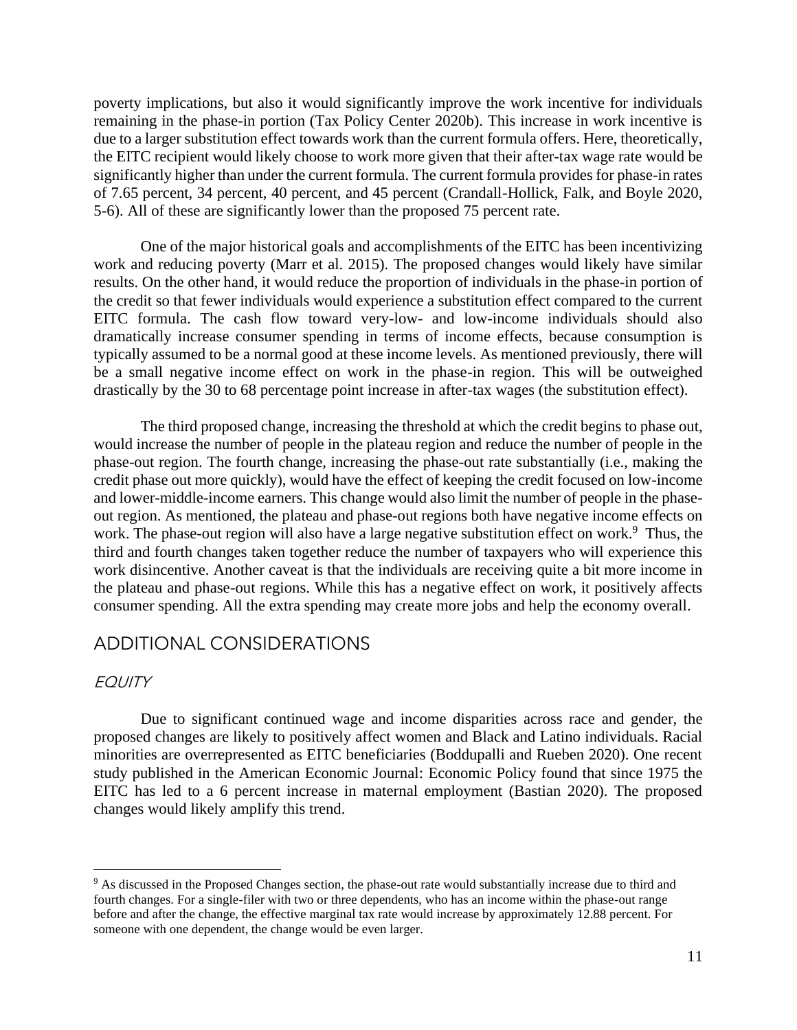poverty implications, but also it would significantly improve the work incentive for individuals remaining in the phase-in portion (Tax Policy Center 2020b). This increase in work incentive is due to a larger substitution effect towards work than the current formula offers. Here, theoretically, the EITC recipient would likely choose to work more given that their after-tax wage rate would be significantly higher than under the current formula. The current formula provides for phase-in rates of 7.65 percent, 34 percent, 40 percent, and 45 percent (Crandall-Hollick, Falk, and Boyle 2020, 5-6). All of these are significantly lower than the proposed 75 percent rate.

One of the major historical goals and accomplishments of the EITC has been incentivizing work and reducing poverty (Marr et al. 2015). The proposed changes would likely have similar results. On the other hand, it would reduce the proportion of individuals in the phase-in portion of the credit so that fewer individuals would experience a substitution effect compared to the current EITC formula. The cash flow toward very-low- and low-income individuals should also dramatically increase consumer spending in terms of income effects, because consumption is typically assumed to be a normal good at these income levels. As mentioned previously, there will be a small negative income effect on work in the phase-in region. This will be outweighed drastically by the 30 to 68 percentage point increase in after-tax wages (the substitution effect).

The third proposed change, increasing the threshold at which the credit begins to phase out, would increase the number of people in the plateau region and reduce the number of people in the phase-out region. The fourth change, increasing the phase-out rate substantially (i.e., making the credit phase out more quickly), would have the effect of keeping the credit focused on low-income and lower-middle-income earners. This change would also limit the number of people in the phase-out region. As mentioned, the plateau and phase-out regions both have negative income effects on work. The phase-out region will also have a large negative substitution effect on work.[9] Thus, the third and fourth changes taken together reduce the number of taxpayers who will experience this work disincentive. Another caveat is that the individuals are receiving quite a bit more income in the plateau and phase-out regions. While this has a negative effect on work, it positively affects consumer spending. All the extra spending may create more jobs and help the economy overall.

## ADDITIONAL CONSIDERATIONS

### *EQUITY*

Due to significant continued wage and income disparities across race and gender, the proposed changes are likely to positively affect women and Black and Latino individuals. Racial minorities are overrepresented as EITC beneficiaries (Boddupalli and Rueben 2020). One recent study published in the American Economic Journal: Economic Policy found that since 1975 the EITC has led to a 6 percent increase in maternal employment (Bastian 2020). The proposed changes would likely amplify this trend.

---

[9] As discussed in the Proposed Changes section, the phase-out rate would substantially increase due to third and fourth changes. For a single-filer with two or three dependents, who has an income within the phase-out range before and after the change, the effective marginal tax rate would increase by approximately 12.88 percent. For someone with one dependent, the change would be even larger.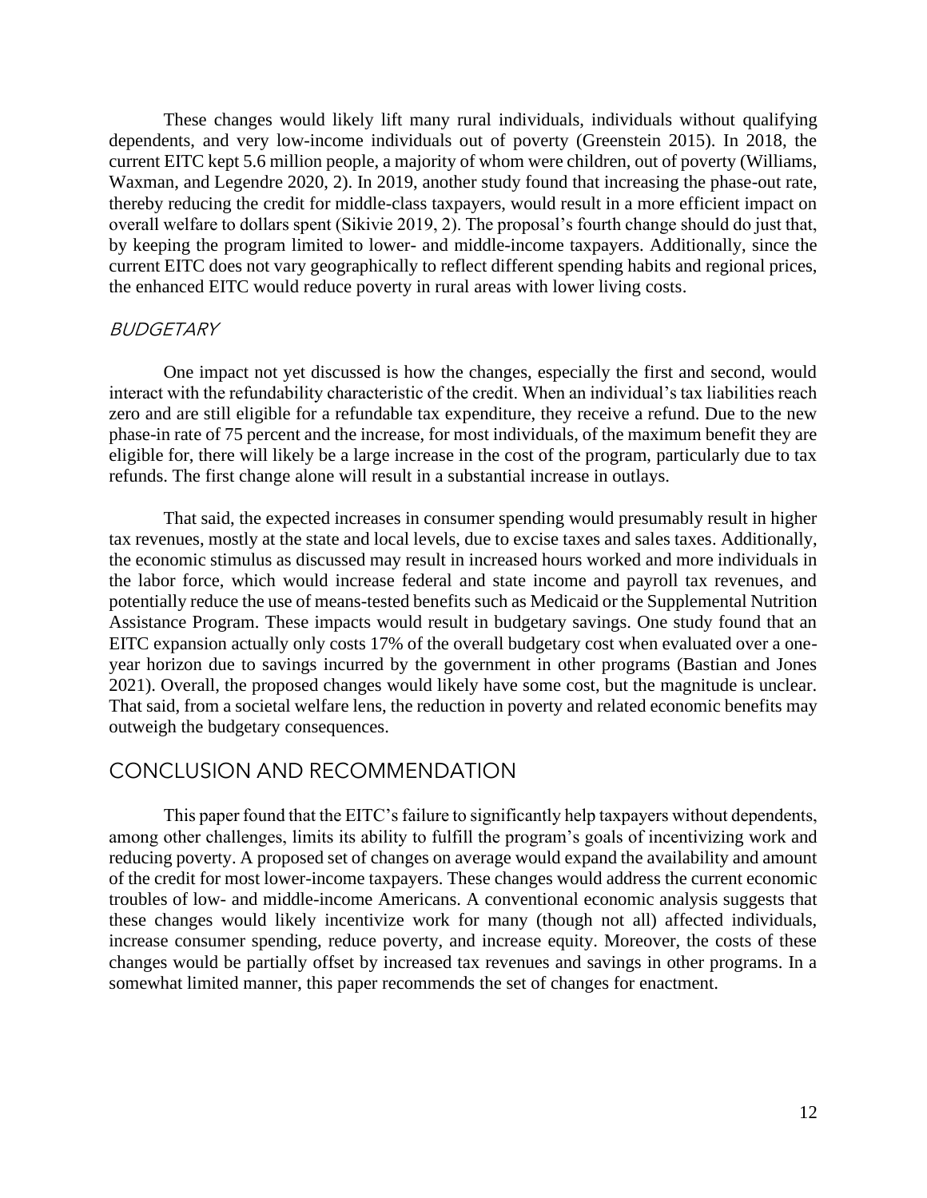These changes would likely lift many rural individuals, individuals without qualifying dependents, and very low-income individuals out of poverty (Greenstein 2015). In 2018, the current EITC kept 5.6 million people, a majority of whom were children, out of poverty (Williams, Waxman, and Legendre 2020, 2). In 2019, another study found that increasing the phase-out rate, thereby reducing the credit for middle-class taxpayers, would result in a more efficient impact on overall welfare to dollars spent (Sikivie 2019, 2). The proposal's fourth change should do just that, by keeping the program limited to lower- and middle-income taxpayers. Additionally, since the current EITC does not vary geographically to reflect different spending habits and regional prices, the enhanced EITC would reduce poverty in rural areas with lower living costs.

### *BUDGETARY*

One impact not yet discussed is how the changes, especially the first and second, would interact with the refundability characteristic of the credit. When an individual's tax liabilities reach zero and are still eligible for a refundable tax expenditure, they receive a refund. Due to the new phase-in rate of 75 percent and the increase, for most individuals, of the maximum benefit they are eligible for, there will likely be a large increase in the cost of the program, particularly due to tax refunds. The first change alone will result in a substantial increase in outlays.

That said, the expected increases in consumer spending would presumably result in higher tax revenues, mostly at the state and local levels, due to excise taxes and sales taxes. Additionally, the economic stimulus as discussed may result in increased hours worked and more individuals in the labor force, which would increase federal and state income and payroll tax revenues, and potentially reduce the use of means-tested benefits such as Medicaid or the Supplemental Nutrition Assistance Program. These impacts would result in budgetary savings. One study found that an EITC expansion actually only costs 17% of the overall budgetary cost when evaluated over a one-year horizon due to savings incurred by the government in other programs (Bastian and Jones 2021). Overall, the proposed changes would likely have some cost, but the magnitude is unclear. That said, from a societal welfare lens, the reduction in poverty and related economic benefits may outweigh the budgetary consequences.

## CONCLUSION AND RECOMMENDATION

This paper found that the EITC's failure to significantly help taxpayers without dependents, among other challenges, limits its ability to fulfill the program's goals of incentivizing work and reducing poverty. A proposed set of changes on average would expand the availability and amount of the credit for most lower-income taxpayers. These changes would address the current economic troubles of low- and middle-income Americans. A conventional economic analysis suggests that these changes would likely incentivize work for many (though not all) affected individuals, increase consumer spending, reduce poverty, and increase equity. Moreover, the costs of these changes would be partially offset by increased tax revenues and savings in other programs. In a somewhat limited manner, this paper recommends the set of changes for enactment.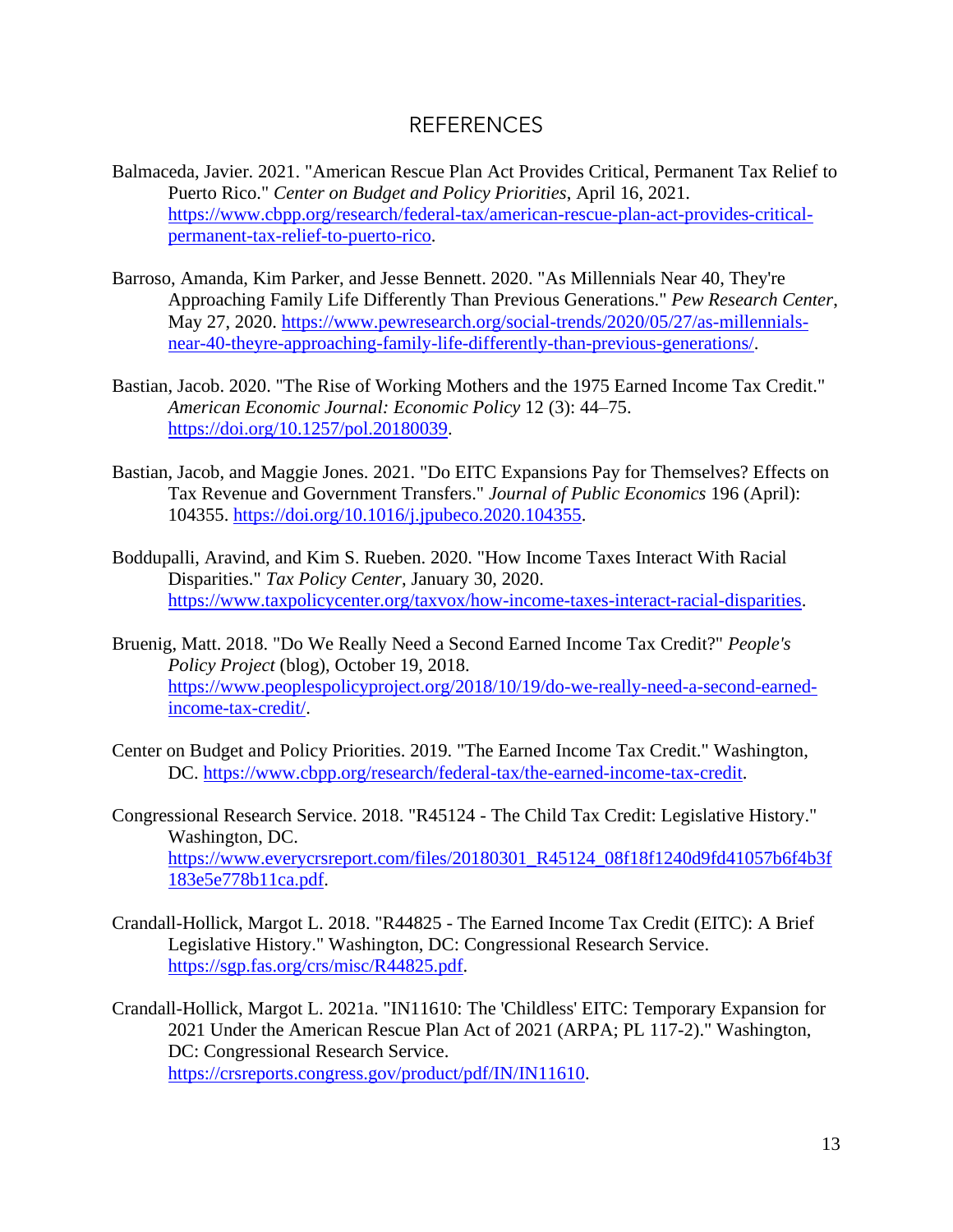# REFERENCES

Balmaceda, Javier. 2021. "American Rescue Plan Act Provides Critical, Permanent Tax Relief to Puerto Rico." *Center on Budget and Policy Priorities*, April 16, 2021. https://www.cbpp.org/research/federal-tax/american-rescue-plan-act-provides-critical-permanent-tax-relief-to-puerto-rico.

Barroso, Amanda, Kim Parker, and Jesse Bennett. 2020. "As Millennials Near 40, They're Approaching Family Life Differently Than Previous Generations." *Pew Research Center*, May 27, 2020. https://www.pewresearch.org/social-trends/2020/05/27/as-millennials-near-40-theyre-approaching-family-life-differently-than-previous-generations/.

Bastian, Jacob. 2020. "The Rise of Working Mothers and the 1975 Earned Income Tax Credit." *American Economic Journal: Economic Policy* 12 (3): 44–75. https://doi.org/10.1257/pol.20180039.

Bastian, Jacob, and Maggie Jones. 2021. "Do EITC Expansions Pay for Themselves? Effects on Tax Revenue and Government Transfers." *Journal of Public Economics* 196 (April): 104355. https://doi.org/10.1016/j.jpubeco.2020.104355.

Boddupalli, Aravind, and Kim S. Rueben. 2020. "How Income Taxes Interact With Racial Disparities." *Tax Policy Center*, January 30, 2020. https://www.taxpolicycenter.org/taxvox/how-income-taxes-interact-racial-disparities.

Bruenig, Matt. 2018. "Do We Really Need a Second Earned Income Tax Credit?" *People's Policy Project* (blog), October 19, 2018. https://www.peoplespolicyproject.org/2018/10/19/do-we-really-need-a-second-earned-income-tax-credit/.

Center on Budget and Policy Priorities. 2019. "The Earned Income Tax Credit." Washington, DC. https://www.cbpp.org/research/federal-tax/the-earned-income-tax-credit.

Congressional Research Service. 2018. "R45124 - The Child Tax Credit: Legislative History." Washington, DC. https://www.everycrsreport.com/files/20180301_R45124_08f18f1240d9fd41057b6f4b3f183e5e778b11ca.pdf.

Crandall-Hollick, Margot L. 2018. "R44825 - The Earned Income Tax Credit (EITC): A Brief Legislative History." Washington, DC: Congressional Research Service. https://sgp.fas.org/crs/misc/R44825.pdf.

Crandall-Hollick, Margot L. 2021a. "IN11610: The 'Childless' EITC: Temporary Expansion for 2021 Under the American Rescue Plan Act of 2021 (ARPA; PL 117-2)." Washington, DC: Congressional Research Service. https://crsreports.congress.gov/product/pdf/IN/IN11610.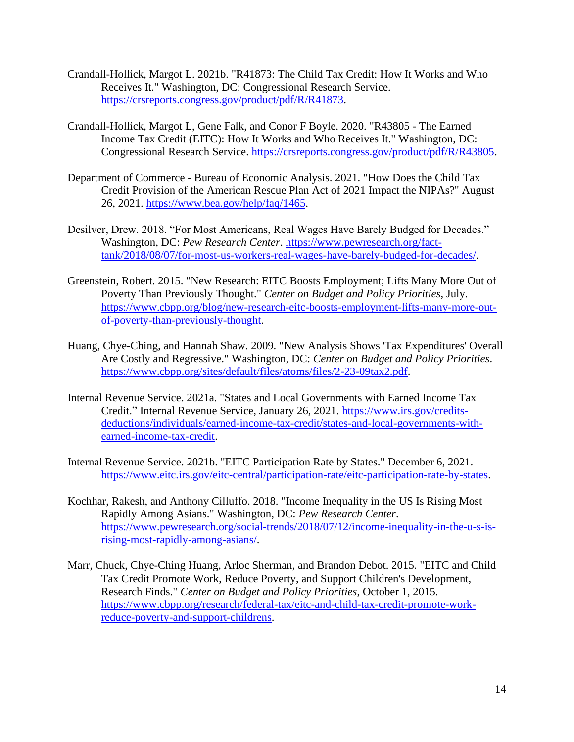Crandall-Hollick, Margot L. 2021b. "R41873: The Child Tax Credit: How It Works and Who Receives It." Washington, DC: Congressional Research Service. https://crsreports.congress.gov/product/pdf/R/R41873.

Crandall-Hollick, Margot L, Gene Falk, and Conor F Boyle. 2020. "R43805 - The Earned Income Tax Credit (EITC): How It Works and Who Receives It." Washington, DC: Congressional Research Service. https://crsreports.congress.gov/product/pdf/R/R43805.

Department of Commerce - Bureau of Economic Analysis. 2021. "How Does the Child Tax Credit Provision of the American Rescue Plan Act of 2021 Impact the NIPAs?" August 26, 2021. https://www.bea.gov/help/faq/1465.

Desilver, Drew. 2018. "For Most Americans, Real Wages Have Barely Budged for Decades." Washington, DC: *Pew Research Center*. https://www.pewresearch.org/fact-tank/2018/08/07/for-most-us-workers-real-wages-have-barely-budged-for-decades/.

Greenstein, Robert. 2015. "New Research: EITC Boosts Employment; Lifts Many More Out of Poverty Than Previously Thought." *Center on Budget and Policy Priorities*, July. https://www.cbpp.org/blog/new-research-eitc-boosts-employment-lifts-many-more-out-of-poverty-than-previously-thought.

Huang, Chye-Ching, and Hannah Shaw. 2009. "New Analysis Shows 'Tax Expenditures' Overall Are Costly and Regressive." Washington, DC: *Center on Budget and Policy Priorities*. https://www.cbpp.org/sites/default/files/atoms/files/2-23-09tax2.pdf.

Internal Revenue Service. 2021a. "States and Local Governments with Earned Income Tax Credit." Internal Revenue Service, January 26, 2021. https://www.irs.gov/credits-deductions/individuals/earned-income-tax-credit/states-and-local-governments-with-earned-income-tax-credit.

Internal Revenue Service. 2021b. "EITC Participation Rate by States." December 6, 2021. https://www.eitc.irs.gov/eitc-central/participation-rate/eitc-participation-rate-by-states.

Kochhar, Rakesh, and Anthony Cilluffo. 2018. "Income Inequality in the US Is Rising Most Rapidly Among Asians." Washington, DC: *Pew Research Center*. https://www.pewresearch.org/social-trends/2018/07/12/income-inequality-in-the-u-s-is-rising-most-rapidly-among-asians/.

Marr, Chuck, Chye-Ching Huang, Arloc Sherman, and Brandon Debot. 2015. "EITC and Child Tax Credit Promote Work, Reduce Poverty, and Support Children's Development, Research Finds." *Center on Budget and Policy Priorities*, October 1, 2015. https://www.cbpp.org/research/federal-tax/eitc-and-child-tax-credit-promote-work-reduce-poverty-and-support-childrens.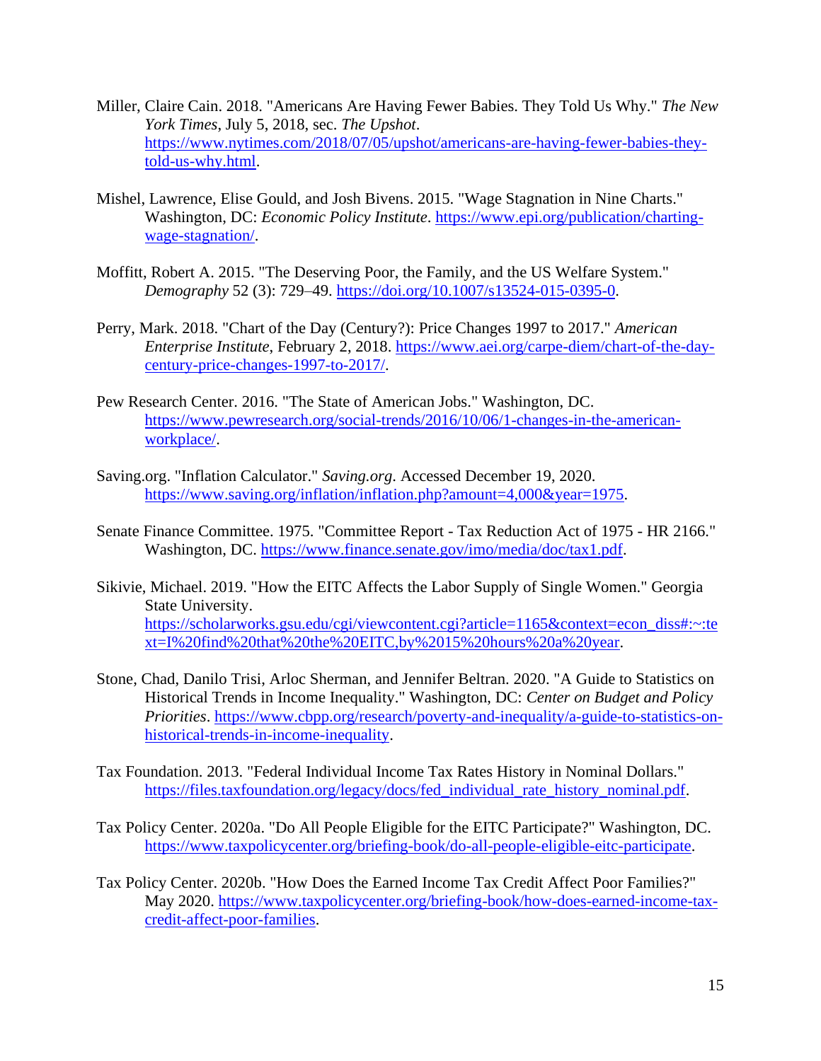Miller, Claire Cain. 2018. "Americans Are Having Fewer Babies. They Told Us Why." *The New York Times*, July 5, 2018, sec. *The Upshot*. https://www.nytimes.com/2018/07/05/upshot/americans-are-having-fewer-babies-they-told-us-why.html.

Mishel, Lawrence, Elise Gould, and Josh Bivens. 2015. "Wage Stagnation in Nine Charts." Washington, DC: *Economic Policy Institute*. https://www.epi.org/publication/charting-wage-stagnation/.

Moffitt, Robert A. 2015. "The Deserving Poor, the Family, and the US Welfare System." *Demography* 52 (3): 729–49. https://doi.org/10.1007/s13524-015-0395-0.

Perry, Mark. 2018. "Chart of the Day (Century?): Price Changes 1997 to 2017." *American Enterprise Institute*, February 2, 2018. https://www.aei.org/carpe-diem/chart-of-the-day-century-price-changes-1997-to-2017/.

Pew Research Center. 2016. "The State of American Jobs." Washington, DC. https://www.pewresearch.org/social-trends/2016/10/06/1-changes-in-the-american-workplace/.

Saving.org. "Inflation Calculator." *Saving.org*. Accessed December 19, 2020. https://www.saving.org/inflation/inflation.php?amount=4,000&year=1975.

Senate Finance Committee. 1975. "Committee Report - Tax Reduction Act of 1975 - HR 2166." Washington, DC. https://www.finance.senate.gov/imo/media/doc/tax1.pdf.

Sikivie, Michael. 2019. "How the EITC Affects the Labor Supply of Single Women." Georgia State University. https://scholarworks.gsu.edu/cgi/viewcontent.cgi?article=1165&context=econ_diss#:~:text=I%20find%20that%20the%20EITC,by%2015%20hours%20a%20year.

Stone, Chad, Danilo Trisi, Arloc Sherman, and Jennifer Beltran. 2020. "A Guide to Statistics on Historical Trends in Income Inequality." Washington, DC: *Center on Budget and Policy Priorities*. https://www.cbpp.org/research/poverty-and-inequality/a-guide-to-statistics-on-historical-trends-in-income-inequality.

Tax Foundation. 2013. "Federal Individual Income Tax Rates History in Nominal Dollars." https://files.taxfoundation.org/legacy/docs/fed_individual_rate_history_nominal.pdf.

Tax Policy Center. 2020a. "Do All People Eligible for the EITC Participate?" Washington, DC. https://www.taxpolicycenter.org/briefing-book/do-all-people-eligible-eitc-participate.

Tax Policy Center. 2020b. "How Does the Earned Income Tax Credit Affect Poor Families?" May 2020. https://www.taxpolicycenter.org/briefing-book/how-does-earned-income-tax-credit-affect-poor-families.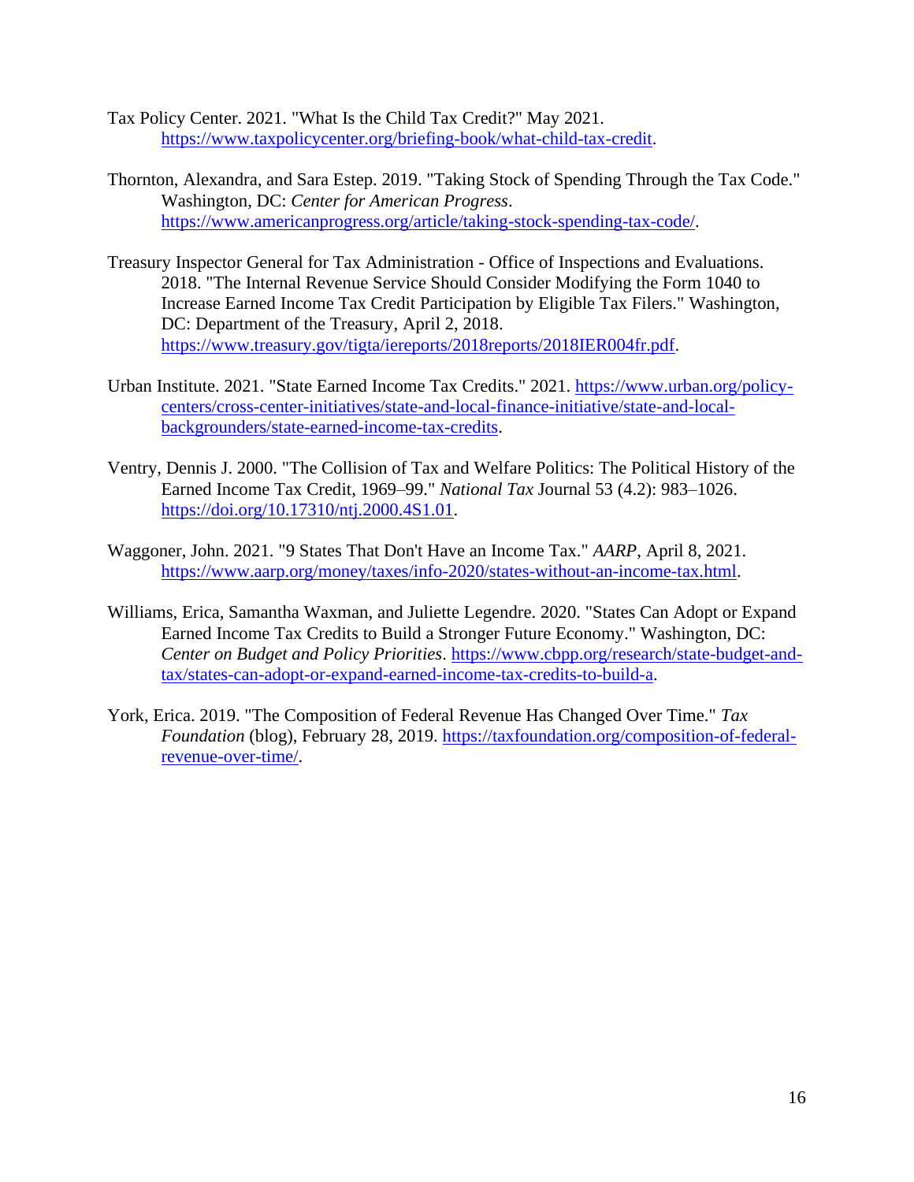Tax Policy Center. 2021. "What Is the Child Tax Credit?" May 2021. https://www.taxpolicycenter.org/briefing-book/what-child-tax-credit.

Thornton, Alexandra, and Sara Estep. 2019. "Taking Stock of Spending Through the Tax Code." Washington, DC: *Center for American Progress*. https://www.americanprogress.org/article/taking-stock-spending-tax-code/.

Treasury Inspector General for Tax Administration - Office of Inspections and Evaluations. 2018. "The Internal Revenue Service Should Consider Modifying the Form 1040 to Increase Earned Income Tax Credit Participation by Eligible Tax Filers." Washington, DC: Department of the Treasury, April 2, 2018. https://www.treasury.gov/tigta/iereports/2018reports/2018IER004fr.pdf.

Urban Institute. 2021. "State Earned Income Tax Credits." 2021. https://www.urban.org/policy-centers/cross-center-initiatives/state-and-local-finance-initiative/state-and-local-backgrounders/state-earned-income-tax-credits.

Ventry, Dennis J. 2000. "The Collision of Tax and Welfare Politics: The Political History of the Earned Income Tax Credit, 1969–99." *National Tax* Journal 53 (4.2): 983–1026. https://doi.org/10.17310/ntj.2000.4S1.01.

Waggoner, John. 2021. "9 States That Don't Have an Income Tax." *AARP*, April 8, 2021. https://www.aarp.org/money/taxes/info-2020/states-without-an-income-tax.html.

Williams, Erica, Samantha Waxman, and Juliette Legendre. 2020. "States Can Adopt or Expand Earned Income Tax Credits to Build a Stronger Future Economy." Washington, DC: *Center on Budget and Policy Priorities*. https://www.cbpp.org/research/state-budget-and-tax/states-can-adopt-or-expand-earned-income-tax-credits-to-build-a.

York, Erica. 2019. "The Composition of Federal Revenue Has Changed Over Time." *Tax Foundation* (blog), February 28, 2019. https://taxfoundation.org/composition-of-federal-revenue-over-time/.